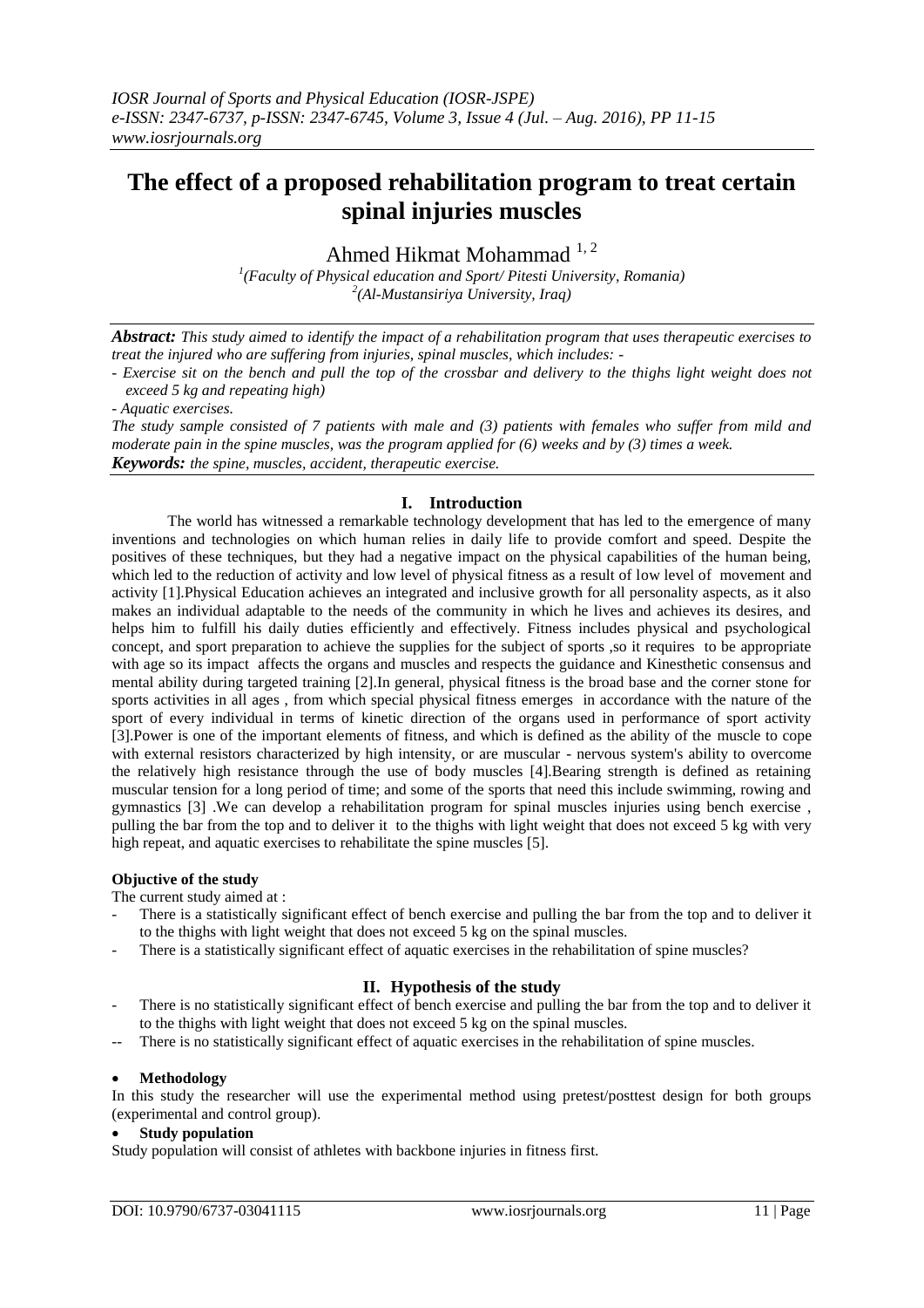# The effect of a proposed rehabilitation program to treat certain spinal injuries muscles

Ahmed Hikmat Mohammad [1, 2]

[1](Faculty of Physical education and Sport/ Pitesti University, Romania)
[2](Al-Mustansiriya University, Iraq)

***Abstract:*** *This study aimed to identify the impact of a rehabilitation program that uses therapeutic exercises to treat the injured who are suffering from injuries, spinal muscles, which includes: -*

- *Exercise sit on the bench and pull the top of the crossbar and delivery to the thighs light weight does not exceed 5 kg and repeating high)*
- *Aquatic exercises.*

*The study sample consisted of 7 patients with male and (3) patients with females who suffer from mild and moderate pain in the spine muscles, was the program applied for (6) weeks and by (3) times a week.*

***Keywords:*** *the spine, muscles, accident, therapeutic exercise.*

## I. Introduction

The world has witnessed a remarkable technology development that has led to the emergence of many inventions and technologies on which human relies in daily life to provide comfort and speed. Despite the positives of these techniques, but they had a negative impact on the physical capabilities of the human being, which led to the reduction of activity and low level of physical fitness as a result of low level of movement and activity [1].Physical Education achieves an integrated and inclusive growth for all personality aspects, as it also makes an individual adaptable to the needs of the community in which he lives and achieves its desires, and helps him to fulfill his daily duties efficiently and effectively. Fitness includes physical and psychological concept, and sport preparation to achieve the supplies for the subject of sports ,so it requires to be appropriate with age so its impact affects the organs and muscles and respects the guidance and Kinesthetic consensus and mental ability during targeted training [2].In general, physical fitness is the broad base and the corner stone for sports activities in all ages , from which special physical fitness emerges in accordance with the nature of the sport of every individual in terms of kinetic direction of the organs used in performance of sport activity [3].Power is one of the important elements of fitness, and which is defined as the ability of the muscle to cope with external resistors characterized by high intensity, or are muscular - nervous system's ability to overcome the relatively high resistance through the use of body muscles [4].Bearing strength is defined as retaining muscular tension for a long period of time; and some of the sports that need this include swimming, rowing and gymnastics [3] .We can develop a rehabilitation program for spinal muscles injuries using bench exercise , pulling the bar from the top and to deliver it to the thighs with light weight that does not exceed 5 kg with very high repeat, and aquatic exercises to rehabilitate the spine muscles [5].

**Objective of the study**

The current study aimed at :

- There is a statistically significant effect of bench exercise and pulling the bar from the top and to deliver it to the thighs with light weight that does not exceed 5 kg on the spinal muscles.
- There is a statistically significant effect of aquatic exercises in the rehabilitation of spine muscles?

## II. Hypothesis of the study

- There is no statistically significant effect of bench exercise and pulling the bar from the top and to deliver it to the thighs with light weight that does not exceed 5 kg on the spinal muscles.
- -- There is no statistically significant effect of aquatic exercises in the rehabilitation of spine muscles.

- **Methodology**

In this study the researcher will use the experimental method using pretest/posttest design for both groups (experimental and control group).

- **Study population**

Study population will consist of athletes with backbone injuries in fitness first.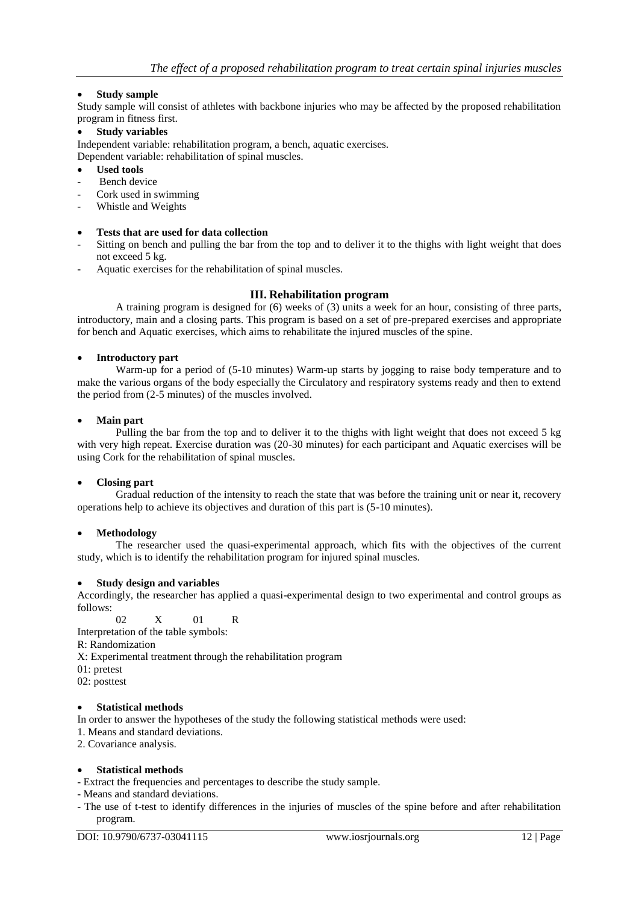- **Study sample**

Study sample will consist of athletes with backbone injuries who may be affected by the proposed rehabilitation program in fitness first.

- **Study variables**

Independent variable: rehabilitation program, a bench, aquatic exercises.
Dependent variable: rehabilitation of spinal muscles.

- **Used tools**

- Bench device
- Cork used in swimming
- Whistle and Weights

- **Tests that are used for data collection**

- Sitting on bench and pulling the bar from the top and to deliver it to the thighs with light weight that does not exceed 5 kg.
- Aquatic exercises for the rehabilitation of spinal muscles.

## III. Rehabilitation program

A training program is designed for (6) weeks of (3) units a week for an hour, consisting of three parts, introductory, main and a closing parts. This program is based on a set of pre-prepared exercises and appropriate for bench and Aquatic exercises, which aims to rehabilitate the injured muscles of the spine.

- **Introductory part**

Warm-up for a period of (5-10 minutes) Warm-up starts by jogging to raise body temperature and to make the various organs of the body especially the Circulatory and respiratory systems ready and then to extend the period from (2-5 minutes) of the muscles involved.

- **Main part**

Pulling the bar from the top and to deliver it to the thighs with light weight that does not exceed 5 kg with very high repeat. Exercise duration was (20-30 minutes) for each participant and Aquatic exercises will be using Cork for the rehabilitation of spinal muscles.

- **Closing part**

Gradual reduction of the intensity to reach the state that was before the training unit or near it, recovery operations help to achieve its objectives and duration of this part is (5-10 minutes).

- **Methodology**

The researcher used the quasi-experimental approach, which fits with the objectives of the current study, which is to identify the rehabilitation program for injured spinal muscles.

- **Study design and variables**

Accordingly, the researcher has applied a quasi-experimental design to two experimental and control groups as follows:

02 X 01 R

Interpretation of the table symbols:
R: Randomization
X: Experimental treatment through the rehabilitation program
01: pretest
02: posttest

- **Statistical methods**

In order to answer the hypotheses of the study the following statistical methods were used:

1. Means and standard deviations.
2. Covariance analysis.

- **Statistical methods**

- Extract the frequencies and percentages to describe the study sample.
- Means and standard deviations.
- The use of t-test to identify differences in the injuries of muscles of the spine before and after rehabilitation program.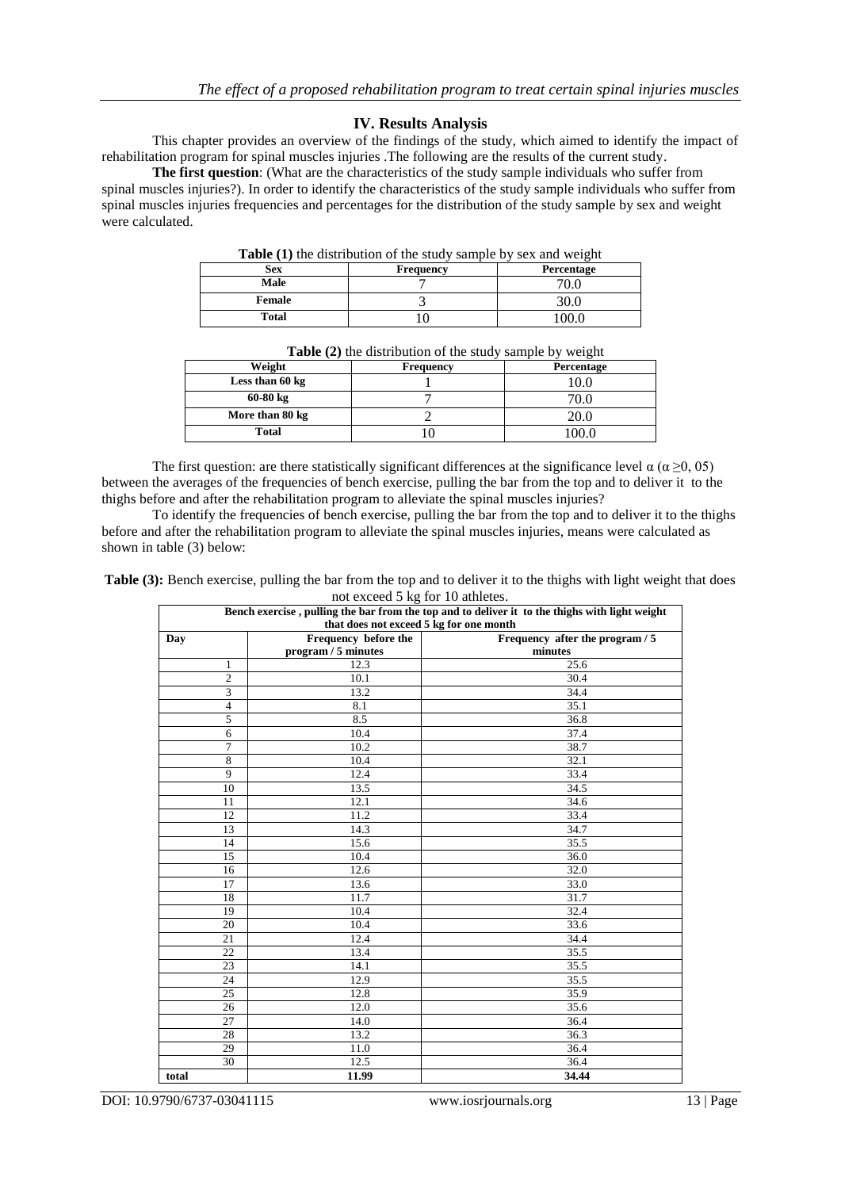## IV. Results Analysis

This chapter provides an overview of the findings of the study, which aimed to identify the impact of rehabilitation program for spinal muscles injuries .The following are the results of the current study.

**The first question**: (What are the characteristics of the study sample individuals who suffer from spinal muscles injuries?). In order to identify the characteristics of the study sample individuals who suffer from spinal muscles injuries frequencies and percentages for the distribution of the study sample by sex and weight were calculated.

**Table (1)** the distribution of the study sample by sex and weight

| Sex | Frequency | Percentage |
|---|---|---|
| Male | 7 | 70.0 |
| Female | 3 | 30.0 |
| Total | 10 | 100.0 |

**Table (2)** the distribution of the study sample by weight

| Weight | Frequency | Percentage |
|---|---|---|
| Less than 60 kg | 1 | 10.0 |
| 60-80 kg | 7 | 70.0 |
| More than 80 kg | 2 | 20.0 |
| Total | 10 | 100.0 |

The first question: are there statistically significant differences at the significance level α (α ≥0, 05) between the averages of the frequencies of bench exercise, pulling the bar from the top and to deliver it to the thighs before and after the rehabilitation program to alleviate the spinal muscles injuries?

To identify the frequencies of bench exercise, pulling the bar from the top and to deliver it to the thighs before and after the rehabilitation program to alleviate the spinal muscles injuries, means were calculated as shown in table (3) below:

**Table (3):** Bench exercise, pulling the bar from the top and to deliver it to the thighs with light weight that does not exceed 5 kg for 10 athletes.

| Bench exercise , pulling the bar from the top and to deliver it to the thighs with light weight that does not exceed 5 kg for one month | | |
|---|---|---|
| Day | Frequency before the program / 5 minutes | Frequency after the program / 5 minutes |
| 1 | 12.3 | 25.6 |
| 2 | 10.1 | 30.4 |
| 3 | 13.2 | 34.4 |
| 4 | 8.1 | 35.1 |
| 5 | 8.5 | 36.8 |
| 6 | 10.4 | 37.4 |
| 7 | 10.2 | 38.7 |
| 8 | 10.4 | 32.1 |
| 9 | 12.4 | 33.4 |
| 10 | 13.5 | 34.5 |
| 11 | 12.1 | 34.6 |
| 12 | 11.2 | 33.4 |
| 13 | 14.3 | 34.7 |
| 14 | 15.6 | 35.5 |
| 15 | 10.4 | 36.0 |
| 16 | 12.6 | 32.0 |
| 17 | 13.6 | 33.0 |
| 18 | 11.7 | 31.7 |
| 19 | 10.4 | 32.4 |
| 20 | 10.4 | 33.6 |
| 21 | 12.4 | 34.4 |
| 22 | 13.4 | 35.5 |
| 23 | 14.1 | 35.5 |
| 24 | 12.9 | 35.5 |
| 25 | 12.8 | 35.9 |
| 26 | 12.0 | 35.6 |
| 27 | 14.0 | 36.4 |
| 28 | 13.2 | 36.3 |
| 29 | 11.0 | 36.4 |
| 30 | 12.5 | 36.4 |
| total | **11.99** | **34.44** |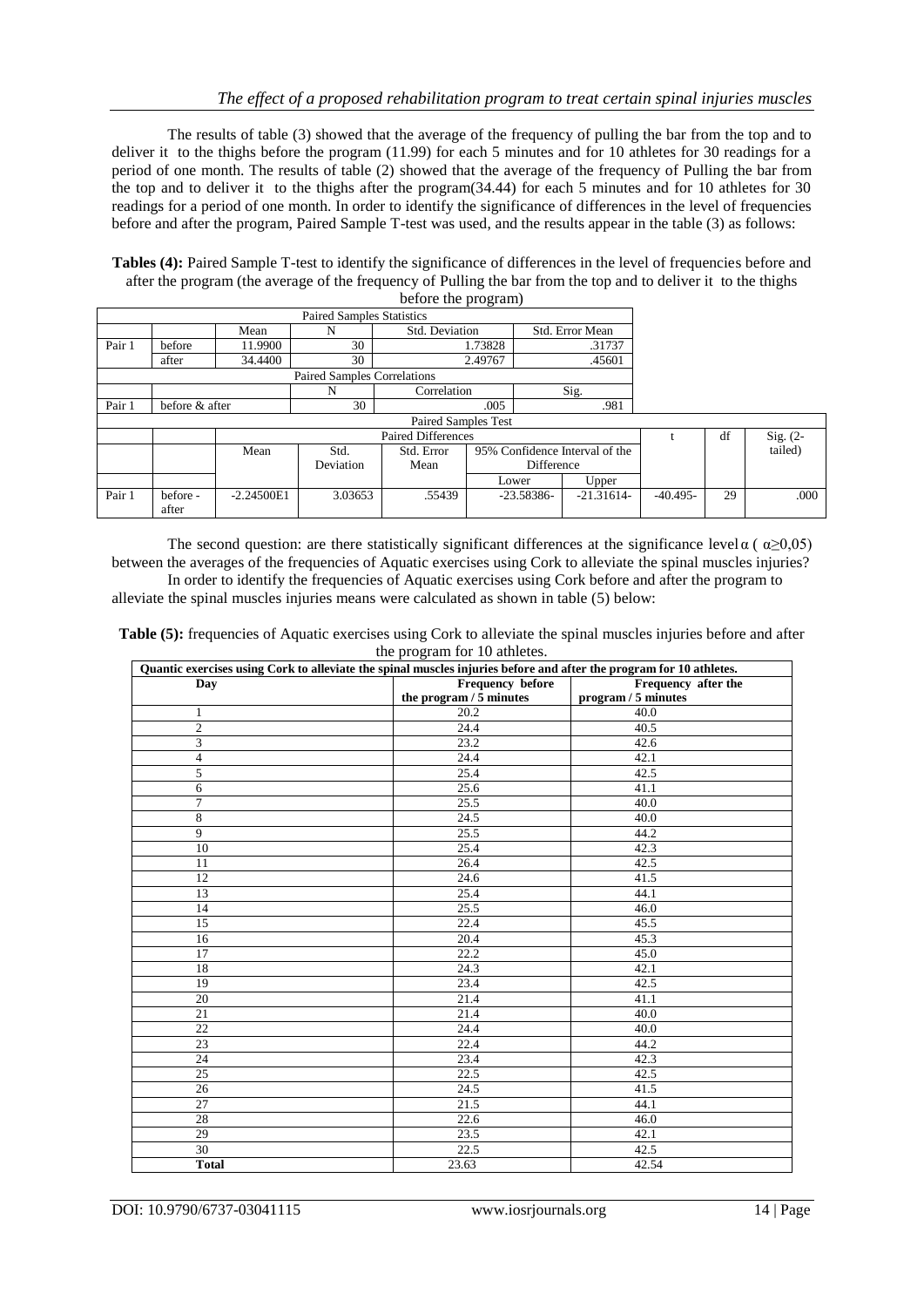The results of table (3) showed that the average of the frequency of pulling the bar from the top and to deliver it to the thighs before the program (11.99) for each 5 minutes and for 10 athletes for 30 readings for a period of one month. The results of table (2) showed that the average of the frequency of Pulling the bar from the top and to deliver it to the thighs after the program(34.44) for each 5 minutes and for 10 athletes for 30 readings for a period of one month. In order to identify the significance of differences in the level of frequencies before and after the program, Paired Sample T-test was used, and the results appear in the table (3) as follows:

**Tables (4):** Paired Sample T-test to identify the significance of differences in the level of frequencies before and after the program (the average of the frequency of Pulling the bar from the top and to deliver it to the thighs before the program)

| Paired Samples Statistics | | | | | | |
|---|---|---|---|---|---|---|
| | | Mean | N | Std. Deviation | Std. Error Mean | |
| Pair 1 | before | 11.9900 | 30 | 1.73828 | .31737 | |
| | after | 34.4400 | 30 | 2.49767 | .45601 | |

| Paired Samples Correlations | | | | |
|---|---|---|---|---|
| | | N | Correlation | Sig. |
| Pair 1 | before & after | 30 | .005 | .981 |

| Paired Samples Test | | | | | | | | | |
|---|---|---|---|---|---|---|---|---|---|
| | | Paired Differences | | | | | t | df | Sig. (2-tailed) |
| | | Mean | Std. Deviation | Std. Error Mean | 95% Confidence Interval of the Difference | | | | |
| | | | | | Lower | Upper | | | |
| Pair 1 | before - after | -2.24500E1 | 3.03653 | .55439 | -23.58386- | -21.31614- | -40.495- | 29 | .000 |

The second question: are there statistically significant differences at the significance level $\alpha$ ( $\alpha \geq 0{,}05$) between the averages of the frequencies of Aquatic exercises using Cork to alleviate the spinal muscles injuries?

In order to identify the frequencies of Aquatic exercises using Cork before and after the program to alleviate the spinal muscles injuries means were calculated as shown in table (5) below:

**Table (5):** frequencies of Aquatic exercises using Cork to alleviate the spinal muscles injuries before and after the program for 10 athletes.

| Quantic exercises using Cork to alleviate the spinal muscles injuries before and after the program for 10 athletes. | | |
|---|---|---|
| **Day** | **Frequency before the program / 5 minutes** | **Frequency after the program / 5 minutes** |
| 1 | 20.2 | 40.0 |
| 2 | 24.4 | 40.5 |
| 3 | 23.2 | 42.6 |
| 4 | 24.4 | 42.1 |
| 5 | 25.4 | 42.5 |
| 6 | 25.6 | 41.1 |
| 7 | 25.5 | 40.0 |
| 8 | 24.5 | 40.0 |
| 9 | 25.5 | 44.2 |
| 10 | 25.4 | 42.3 |
| 11 | 26.4 | 42.5 |
| 12 | 24.6 | 41.5 |
| 13 | 25.4 | 44.1 |
| 14 | 25.5 | 46.0 |
| 15 | 22.4 | 45.5 |
| 16 | 20.4 | 45.3 |
| 17 | 22.2 | 45.0 |
| 18 | 24.3 | 42.1 |
| 19 | 23.4 | 42.5 |
| 20 | 21.4 | 41.1 |
| 21 | 21.4 | 40.0 |
| 22 | 24.4 | 40.0 |
| 23 | 22.4 | 44.2 |
| 24 | 23.4 | 42.3 |
| 25 | 22.5 | 42.5 |
| 26 | 24.5 | 41.5 |
| 27 | 21.5 | 44.1 |
| 28 | 22.6 | 46.0 |
| 29 | 23.5 | 42.1 |
| 30 | 22.5 | 42.5 |
| **Total** | 23.63 | 42.54 |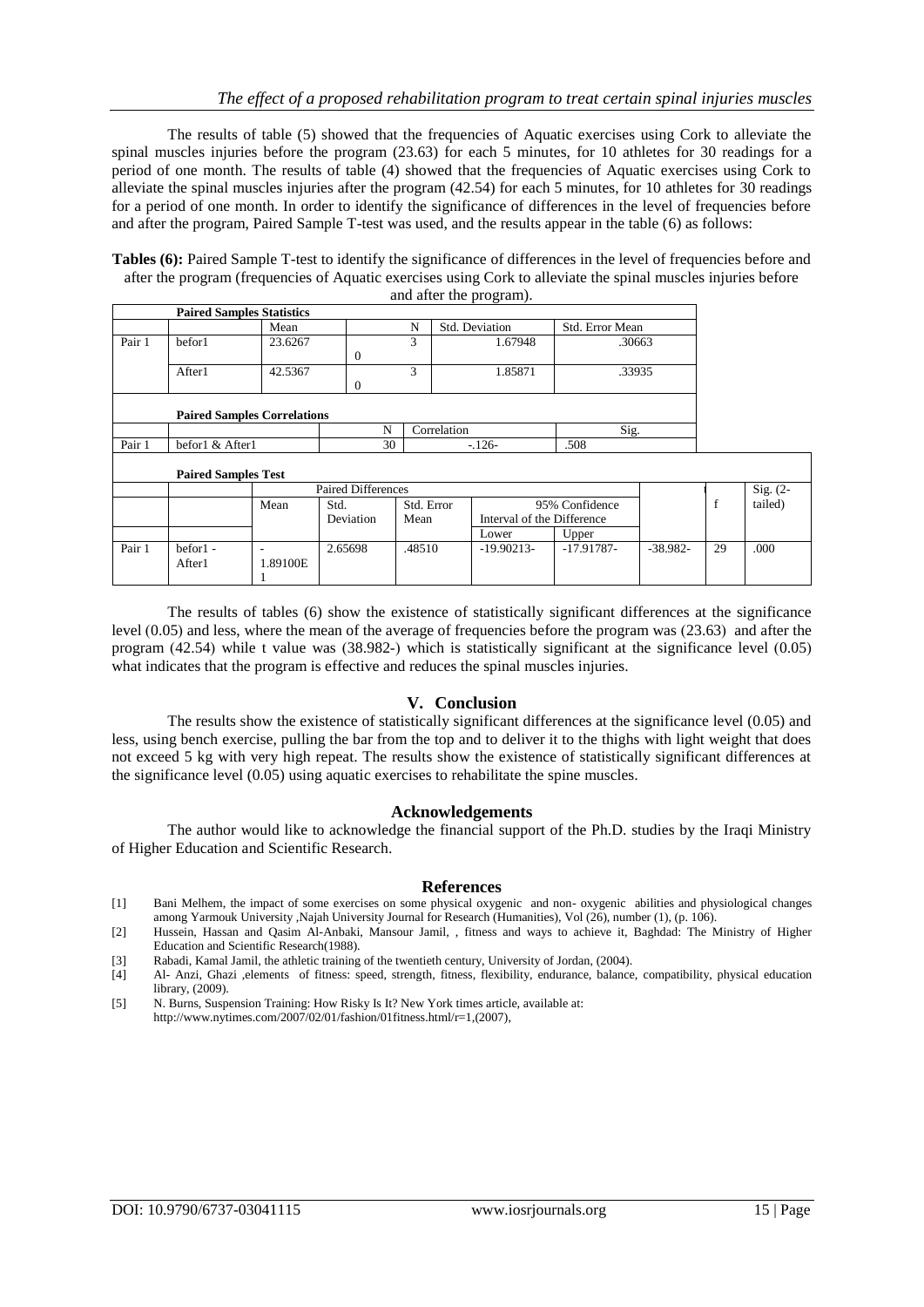The results of table (5) showed that the frequencies of Aquatic exercises using Cork to alleviate the spinal muscles injuries before the program (23.63) for each 5 minutes, for 10 athletes for 30 readings for a period of one month. The results of table (4) showed that the frequencies of Aquatic exercises using Cork to alleviate the spinal muscles injuries after the program (42.54) for each 5 minutes, for 10 athletes for 30 readings for a period of one month. In order to identify the significance of differences in the level of frequencies before and after the program, Paired Sample T-test was used, and the results appear in the table (6) as follows:

**Tables (6):** Paired Sample T-test to identify the significance of differences in the level of frequencies before and after the program (frequencies of Aquatic exercises using Cork to alleviate the spinal muscles injuries before and after the program).

**Paired Samples Statistics**

| | | Mean | N | Std. Deviation | Std. Error Mean |
|---|---|---|---|---|---|
| Pair 1 | befor1 | 23.6267 | 30 | 1.67948 | .30663 |
| | After1 | 42.5367 | 30 | 1.85871 | .33935 |

**Paired Samples Correlations**

| | | N | Correlation | Sig. |
|---|---|---|---|---|
| Pair 1 | befor1 & After1 | 30 | -.126- | .508 |

**Paired Samples Test**

| | | Paired Differences | | | | | | | |
|---|---|---|---|---|---|---|---|---|---|
| | | Mean | Std. Deviation | Std. Error Mean | 95% Confidence Interval of the Difference | | | f | Sig. (2-tailed) |
| | | | | | Lower | Upper | | | |
| Pair 1 | befor1 - After1 | -1.89100E1 | 2.65698 | .48510 | -19.90213- | -17.91787- | -38.982- | 29 | .000 |

The results of tables (6) show the existence of statistically significant differences at the significance level (0.05) and less, where the mean of the average of frequencies before the program was (23.63) and after the program (42.54) while t value was (38.982-) which is statistically significant at the significance level (0.05) what indicates that the program is effective and reduces the spinal muscles injuries.

## V. Conclusion

The results show the existence of statistically significant differences at the significance level (0.05) and less, using bench exercise, pulling the bar from the top and to deliver it to the thighs with light weight that does not exceed 5 kg with very high repeat. The results show the existence of statistically significant differences at the significance level (0.05) using aquatic exercises to rehabilitate the spine muscles.

## Acknowledgements

The author would like to acknowledge the financial support of the Ph.D. studies by the Iraqi Ministry of Higher Education and Scientific Research.

## References

[1] Bani Melhem, the impact of some exercises on some physical oxygenic and non- oxygenic abilities and physiological changes among Yarmouk University ,Najah University Journal for Research (Humanities), Vol (26), number (1), (p. 106).

[2] Hussein, Hassan and Qasim Al-Anbaki, Mansour Jamil, , fitness and ways to achieve it, Baghdad: The Ministry of Higher Education and Scientific Research(1988).

[3] Rabadi, Kamal Jamil, the athletic training of the twentieth century, University of Jordan, (2004).

[4] Al- Anzi, Ghazi ,elements of fitness: speed, strength, fitness, flexibility, endurance, balance, compatibility, physical education library, (2009).

[5] N. Burns, Suspension Training: How Risky Is It? New York times article, available at: http://www.nytimes.com/2007/02/01/fashion/01fitness.html/r=1,(2007),